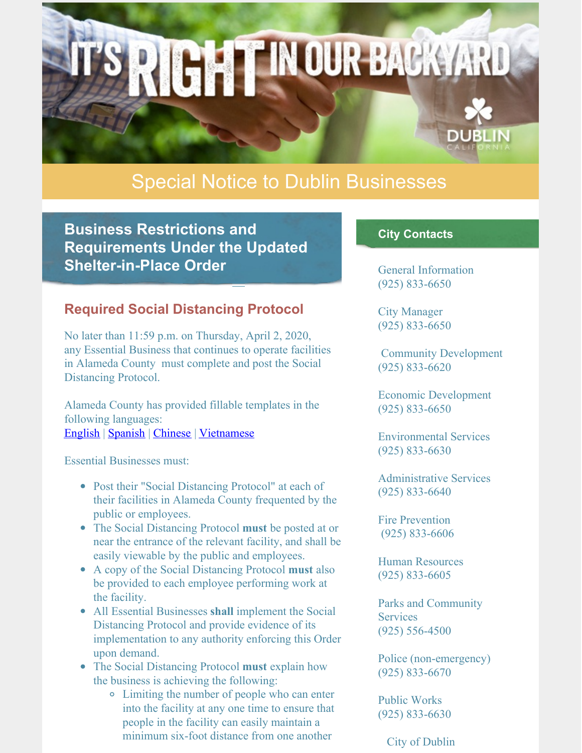# Special Notice to Dublin Businesses

## Business Restrictions and Requirements Under the Updated Shelter-in-Place Order

### Required Social Distancing Protocol

No later than 11:59 p.m. on Thursday, April 2, 2020, any Essential Business that continues to operate facilities in Alameda County must complete and post the Social Distancing Protocol.

Alameda County has provided fillable templates in the following languages:
English | Spanish | Chinese | Vietnamese

Essential Businesses must:

- Post their "Social Distancing Protocol" at each of their facilities in Alameda County frequented by the public or employees.
- The Social Distancing Protocol **must** be posted at or near the entrance of the relevant facility, and shall be easily viewable by the public and employees.
- A copy of the Social Distancing Protocol **must** also be provided to each employee performing work at the facility.
- All Essential Businesses **shall** implement the Social Distancing Protocol and provide evidence of its implementation to any authority enforcing this Order upon demand.
- The Social Distancing Protocol **must** explain how the business is achieving the following:
  - Limiting the number of people who can enter into the facility at any one time to ensure that people in the facility can easily maintain a minimum six-foot distance from one another

### City Contacts

General Information
(925) 833-6650

City Manager
(925) 833-6650

Community Development
(925) 833-6620

Economic Development
(925) 833-6650

Environmental Services
(925) 833-6630

Administrative Services
(925) 833-6640

Fire Prevention
(925) 833-6606

Human Resources
(925) 833-6605

Parks and Community Services
(925) 556-4500

Police (non-emergency)
(925) 833-6670

Public Works
(925) 833-6630

City of Dublin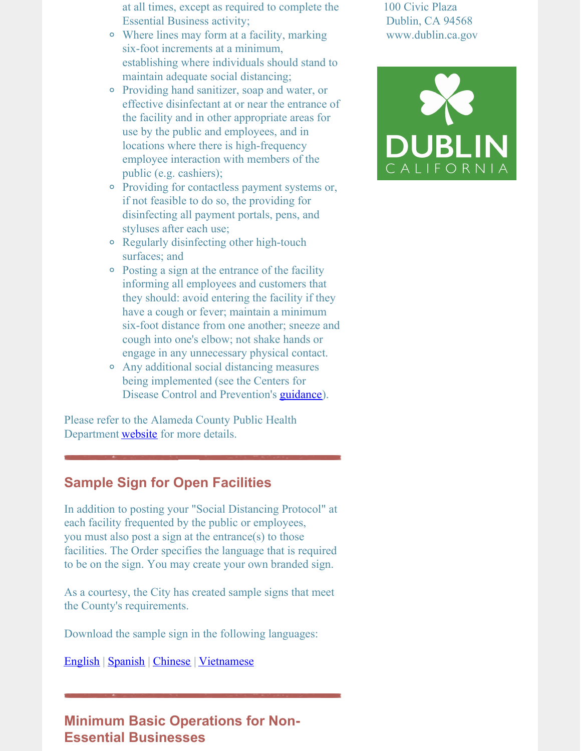at all times, except as required to complete the Essential Business activity;

- Where lines may form at a facility, marking six-foot increments at a minimum, establishing where individuals should stand to maintain adequate social distancing;
- Providing hand sanitizer, soap and water, or effective disinfectant at or near the entrance of the facility and in other appropriate areas for use by the public and employees, and in locations where there is high-frequency employee interaction with members of the public (e.g. cashiers);
- Providing for contactless payment systems or, if not feasible to do so, the providing for disinfecting all payment portals, pens, and styluses after each use;
- Regularly disinfecting other high-touch surfaces; and
- Posting a sign at the entrance of the facility informing all employees and customers that they should: avoid entering the facility if they have a cough or fever; maintain a minimum six-foot distance from one another; sneeze and cough into one's elbow; not shake hands or engage in any unnecessary physical contact.
- Any additional social distancing measures being implemented (see the Centers for Disease Control and Prevention's guidance).

Please refer to the Alameda County Public Health Department website for more details.

100 Civic Plaza
Dublin, CA 94568
www.dublin.ca.gov

DUBLIN
CALIFORNIA

---

## Sample Sign for Open Facilities

In addition to posting your "Social Distancing Protocol" at each facility frequented by the public or employees, you must also post a sign at the entrance(s) to those facilities. The Order specifies the language that is required to be on the sign. You may create your own branded sign.

As a courtesy, the City has created sample signs that meet the County's requirements.

Download the sample sign in the following languages:

English | Spanish | Chinese | Vietnamese

---

## Minimum Basic Operations for Non-Essential Businesses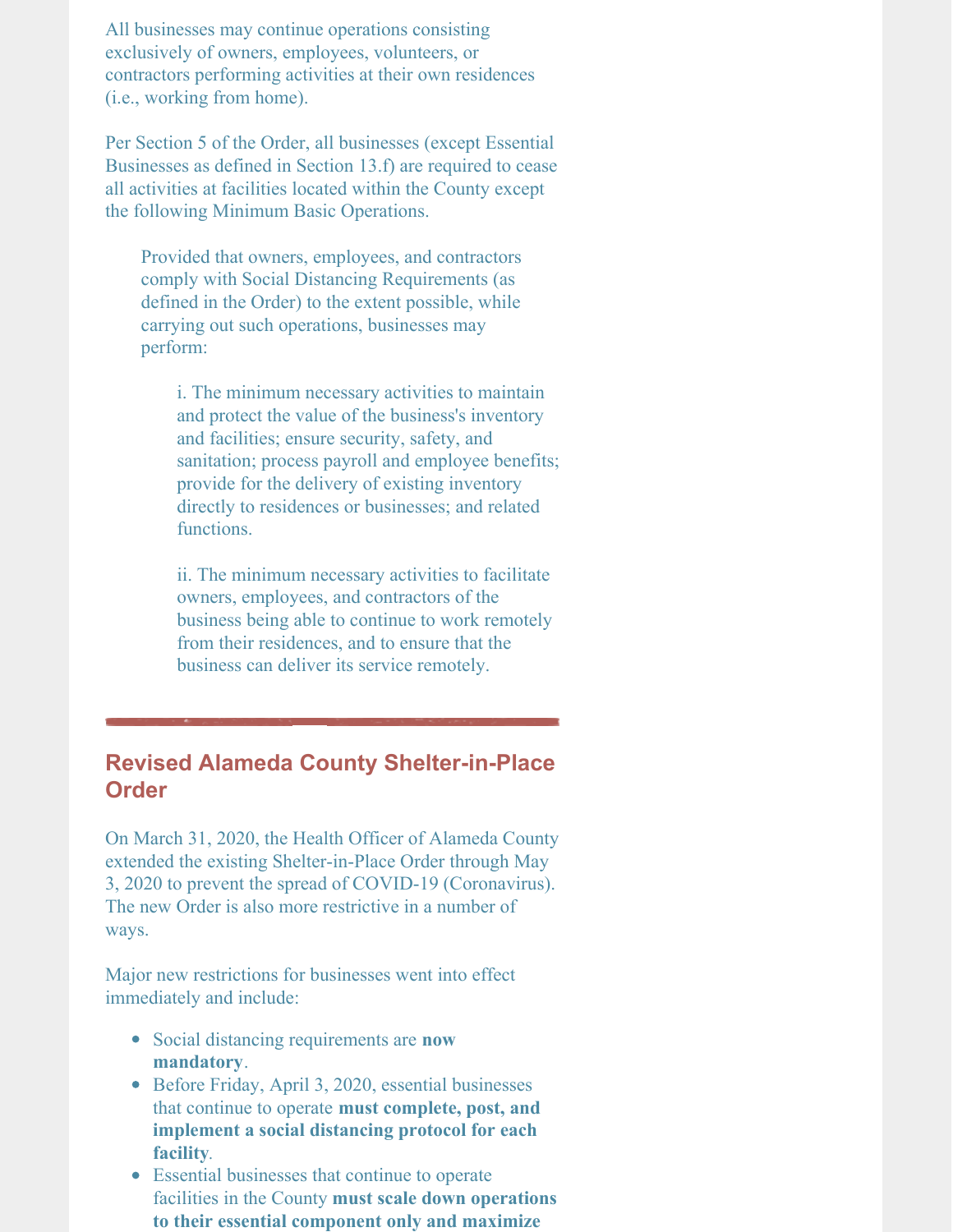All businesses may continue operations consisting exclusively of owners, employees, volunteers, or contractors performing activities at their own residences (i.e., working from home).

Per Section 5 of the Order, all businesses (except Essential Businesses as defined in Section 13.f) are required to cease all activities at facilities located within the County except the following Minimum Basic Operations.

> Provided that owners, employees, and contractors comply with Social Distancing Requirements (as defined in the Order) to the extent possible, while carrying out such operations, businesses may perform:
>
> > i. The minimum necessary activities to maintain and protect the value of the business's inventory and facilities; ensure security, safety, and sanitation; process payroll and employee benefits; provide for the delivery of existing inventory directly to residences or businesses; and related functions.
> >
> > ii. The minimum necessary activities to facilitate owners, employees, and contractors of the business being able to continue to work remotely from their residences, and to ensure that the business can deliver its service remotely.

---

## Revised Alameda County Shelter-in-Place Order

On March 31, 2020, the Health Officer of Alameda County extended the existing Shelter-in-Place Order through May 3, 2020 to prevent the spread of COVID-19 (Coronavirus). The new Order is also more restrictive in a number of ways.

Major new restrictions for businesses went into effect immediately and include:

- Social distancing requirements are **now mandatory**.
- Before Friday, April 3, 2020, essential businesses that continue to operate **must complete, post, and implement a social distancing protocol for each facility**.
- Essential businesses that continue to operate facilities in the County **must scale down operations to their essential component only and maximize**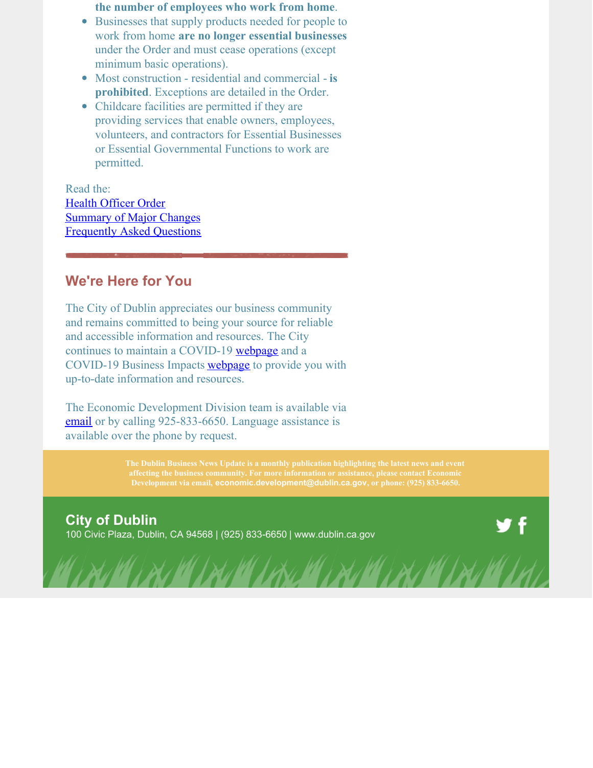**the number of employees who work from home**.

- Businesses that supply products needed for people to work from home **are no longer essential businesses** under the Order and must cease operations (except minimum basic operations).
- Most construction - residential and commercial - **is prohibited**. Exceptions are detailed in the Order.
- Childcare facilities are permitted if they are providing services that enable owners, employees, volunteers, and contractors for Essential Businesses or Essential Governmental Functions to work are permitted.

Read the:
Health Officer Order
Summary of Major Changes
Frequently Asked Questions

## We're Here for You

The City of Dublin appreciates our business community and remains committed to being your source for reliable and accessible information and resources. The City continues to maintain a COVID-19 webpage and a COVID-19 Business Impacts webpage to provide you with up-to-date information and resources.

The Economic Development Division team is available via email or by calling 925-833-6650. Language assistance is available over the phone by request.

**The Dublin Business News Update is a monthly publication highlighting the latest news and event affecting the business community. For more information or assistance, please contact Economic Development via email, economic.development@dublin.ca.gov, or phone: (925) 833-6650.**

**City of Dublin**
100 Civic Plaza, Dublin, CA 94568 | (925) 833-6650 | www.dublin.ca.gov